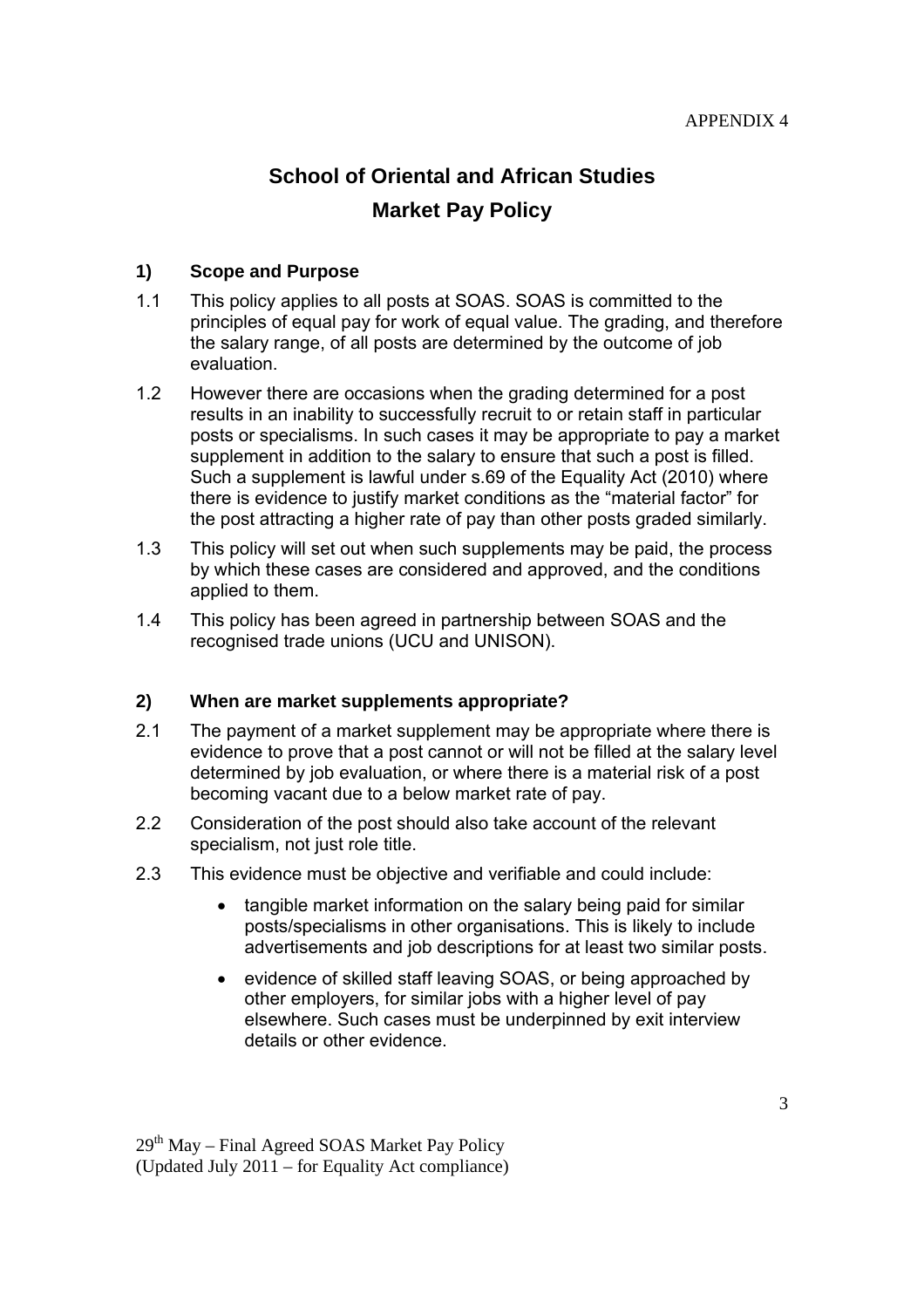APPENDIX 4

# School of Oriental and African Studies

# Market Pay Policy

## 1) Scope and Purpose

1.1 This policy applies to all posts at SOAS. SOAS is committed to the principles of equal pay for work of equal value. The grading, and therefore the salary range, of all posts are determined by the outcome of job evaluation.

1.2 However there are occasions when the grading determined for a post results in an inability to successfully recruit to or retain staff in particular posts or specialisms. In such cases it may be appropriate to pay a market supplement in addition to the salary to ensure that such a post is filled. Such a supplement is lawful under s.69 of the Equality Act (2010) where there is evidence to justify market conditions as the "material factor" for the post attracting a higher rate of pay than other posts graded similarly.

1.3 This policy will set out when such supplements may be paid, the process by which these cases are considered and approved, and the conditions applied to them.

1.4 This policy has been agreed in partnership between SOAS and the recognised trade unions (UCU and UNISON).

## 2) When are market supplements appropriate?

2.1 The payment of a market supplement may be appropriate where there is evidence to prove that a post cannot or will not be filled at the salary level determined by job evaluation, or where there is a material risk of a post becoming vacant due to a below market rate of pay.

2.2 Consideration of the post should also take account of the relevant specialism, not just role title.

2.3 This evidence must be objective and verifiable and could include:

- tangible market information on the salary being paid for similar posts/specialisms in other organisations. This is likely to include advertisements and job descriptions for at least two similar posts.
- evidence of skilled staff leaving SOAS, or being approached by other employers, for similar jobs with a higher level of pay elsewhere. Such cases must be underpinned by exit interview details or other evidence.

29th May – Final Agreed SOAS Market Pay Policy
(Updated July 2011 – for Equality Act compliance)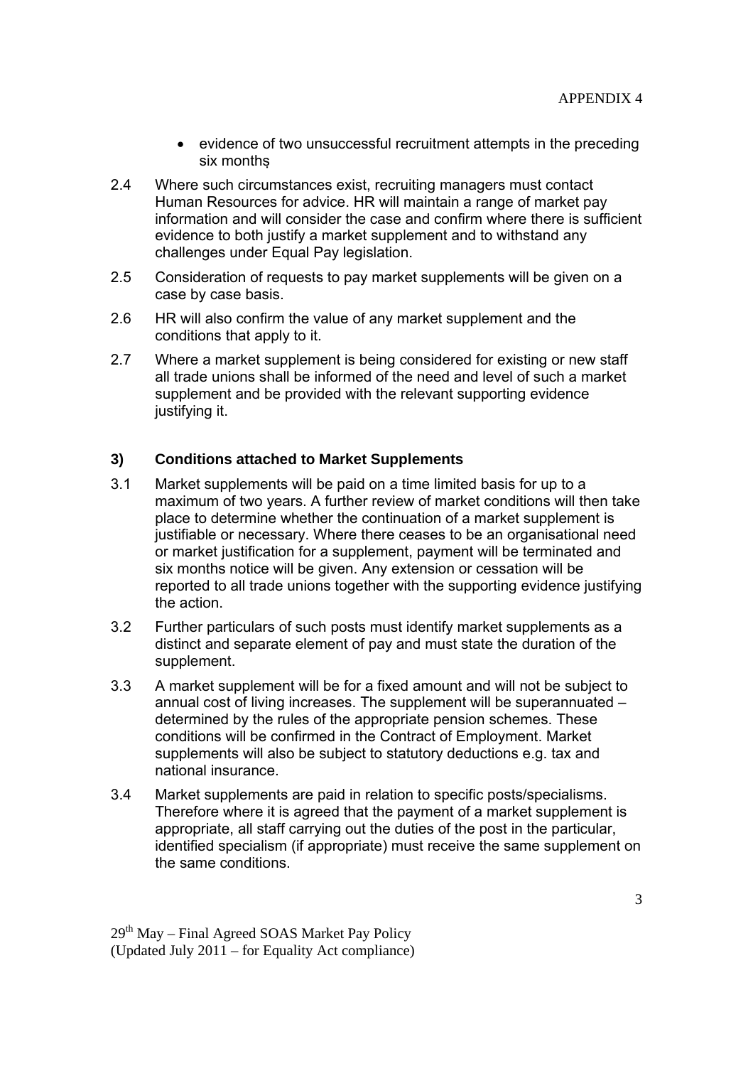- evidence of two unsuccessful recruitment attempts in the preceding six months

2.4 Where such circumstances exist, recruiting managers must contact Human Resources for advice. HR will maintain a range of market pay information and will consider the case and confirm where there is sufficient evidence to both justify a market supplement and to withstand any challenges under Equal Pay legislation.

2.5 Consideration of requests to pay market supplements will be given on a case by case basis.

2.6 HR will also confirm the value of any market supplement and the conditions that apply to it.

2.7 Where a market supplement is being considered for existing or new staff all trade unions shall be informed of the need and level of such a market supplement and be provided with the relevant supporting evidence justifying it.

## 3) Conditions attached to Market Supplements

3.1 Market supplements will be paid on a time limited basis for up to a maximum of two years. A further review of market conditions will then take place to determine whether the continuation of a market supplement is justifiable or necessary. Where there ceases to be an organisational need or market justification for a supplement, payment will be terminated and six months notice will be given. Any extension or cessation will be reported to all trade unions together with the supporting evidence justifying the action.

3.2 Further particulars of such posts must identify market supplements as a distinct and separate element of pay and must state the duration of the supplement.

3.3 A market supplement will be for a fixed amount and will not be subject to annual cost of living increases. The supplement will be superannuated – determined by the rules of the appropriate pension schemes. These conditions will be confirmed in the Contract of Employment. Market supplements will also be subject to statutory deductions e.g. tax and national insurance.

3.4 Market supplements are paid in relation to specific posts/specialisms. Therefore where it is agreed that the payment of a market supplement is appropriate, all staff carrying out the duties of the post in the particular, identified specialism (if appropriate) must receive the same supplement on the same conditions.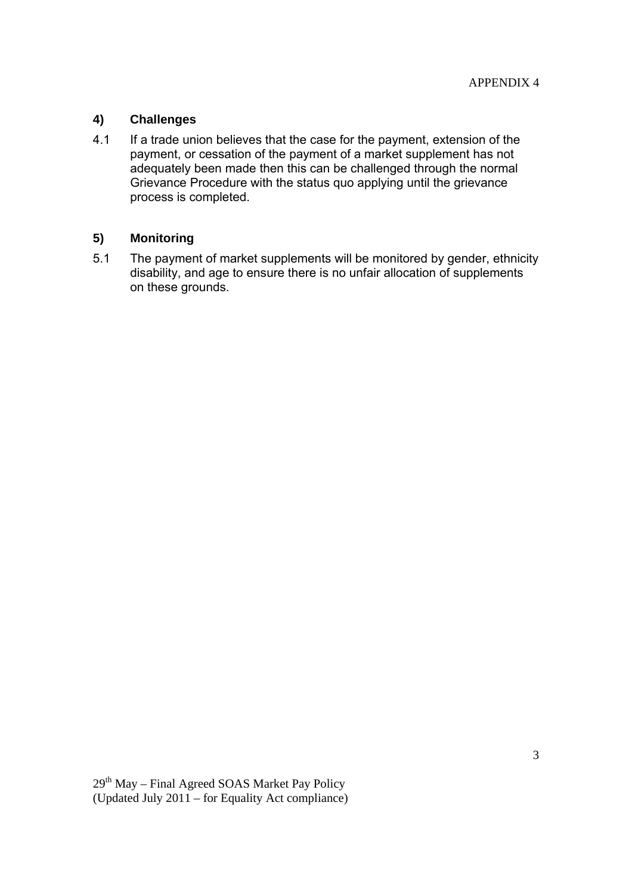## 4) Challenges

4.1 If a trade union believes that the case for the payment, extension of the payment, or cessation of the payment of a market supplement has not adequately been made then this can be challenged through the normal Grievance Procedure with the status quo applying until the grievance process is completed.

## 5) Monitoring

5.1 The payment of market supplements will be monitored by gender, ethnicity disability, and age to ensure there is no unfair allocation of supplements on these grounds.